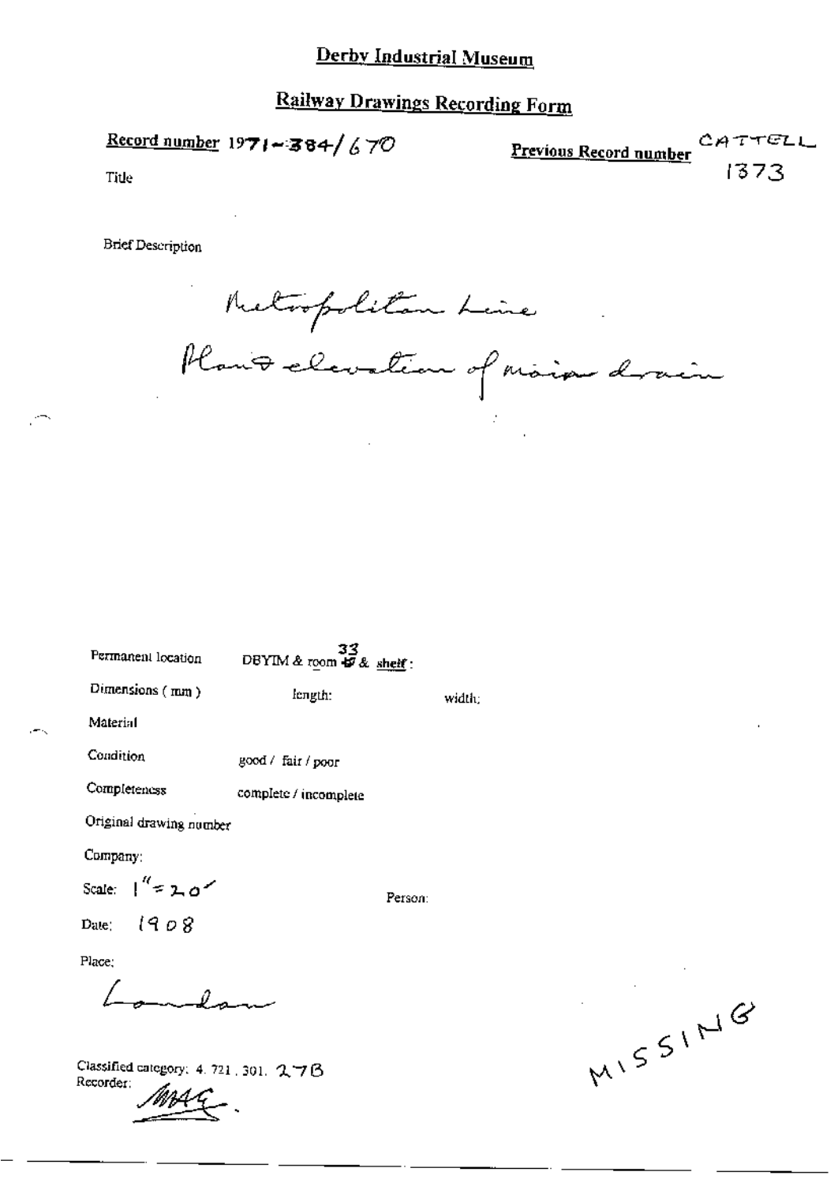# Derby Industrial Museum

## Railway Drawings Recording Form

**Record number** 1971-384/670

**Previous Record number** CATTELL 1373

Title

Brief Description

Metropolitan Line
Plan & elevation of main drain

Permanent location DBYIM & room 33 & shelf:

Dimensions (mm) length: width:

Material

Condition good / fair / poor

Completeness complete / incomplete

Original drawing number

Company:

Scale: 1" = 20'

Person:

Date: 1908

Place:

London

MISSING

Classified category: 4. 721. 301. 27B

Recorder: MAG.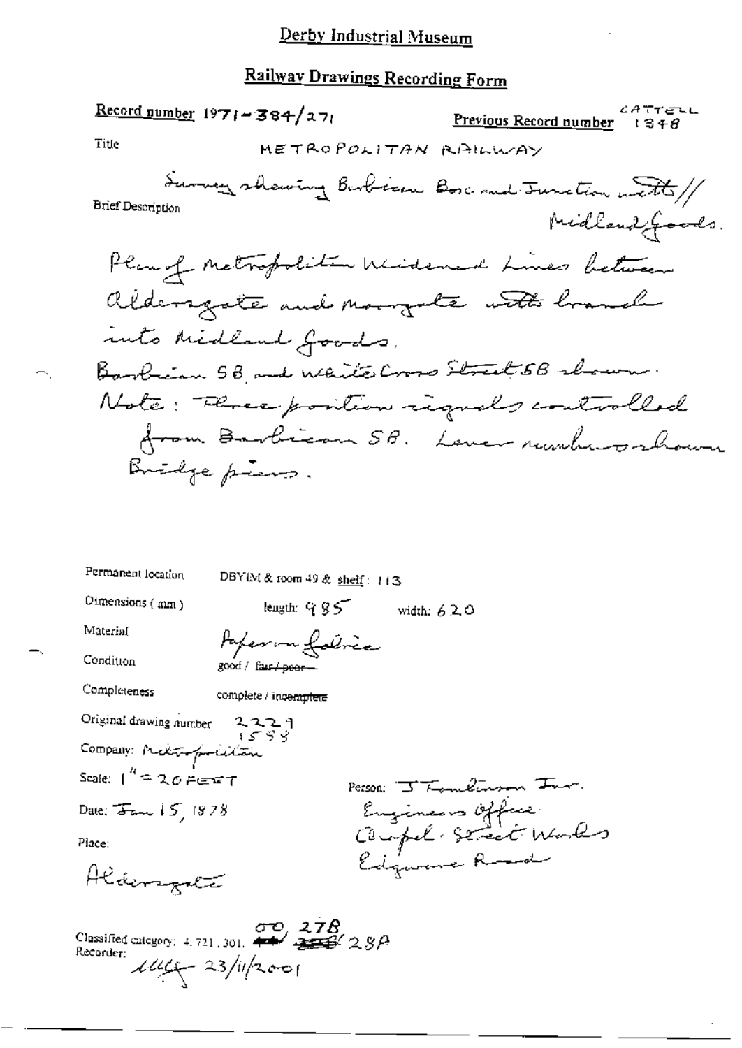# Derby Industrial Museum

## Railway Drawings Recording Form

**Record number** 1971-384/271 **Previous Record number** CATTELL 1348

Title METROPOLITAN RAILWAY

Brief Description Survey showing Barbican Box and Junction with Midland Goods.

Plan of Metropolitan Widened Lines between Aldersgate and Moorgate with branch into Midland Goods.

Barbican SB and White Cross Street SB shown.

Note: Three position signals controlled from Barbican SB. Lever numbers shown Bridge piers.

Permanent location DBYIM & room 49 & shelf: 113

Dimensions (mm) length: 985 width: 620

Material Paper on fabric

Condition good / ~~fair / poor~~

Completeness complete / ~~incomplete~~

Original drawing number 2229 1598

Company: Metropolitan

Scale: 1" = 20 FEET

Date: Jan 15, 1878

Place:

Aldersgate

Person: J Tomlinson Jnr.
Engineers Office
Chapel Street Works
Edgware Road

Classified category: 4.721.301. ~~00~~ 00 ~~27B~~ 28P

Recorder: 23/11/2001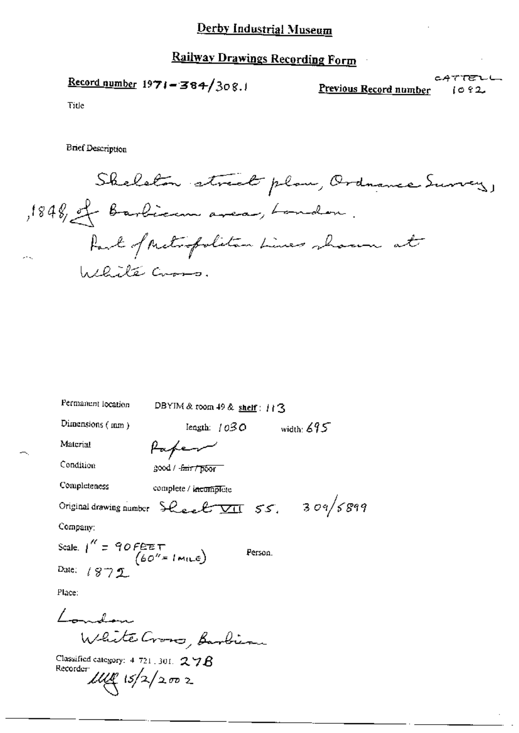# Derby Industrial Museum

## Railway Drawings Recording Form

**Record number** 1971-384/308.1

**Previous Record number** CATTELL 1092

Title

Brief Description

Skeleton street plan, Ordnance Survey, 1848, of Barbican area, London.
Part of Metropolitan Lines shown at White Cross.

Permanent location DBYIM & room 49 & **shelf**: 113

Dimensions (mm) length: 1030 width: 695

Material Paper

Condition good / ~~fair / poor~~

Completeness complete / ~~incomplete~~

Original drawing number Sheet VII 55. 309/5899

Company:

Scale. 1" = 90 FEET (60" = 1 MILE) Person.

Date: 1872

Place:

London
White Cross, Barbican

Classified category: 4.721.301. 27B

Recorder: MB 15/2/2002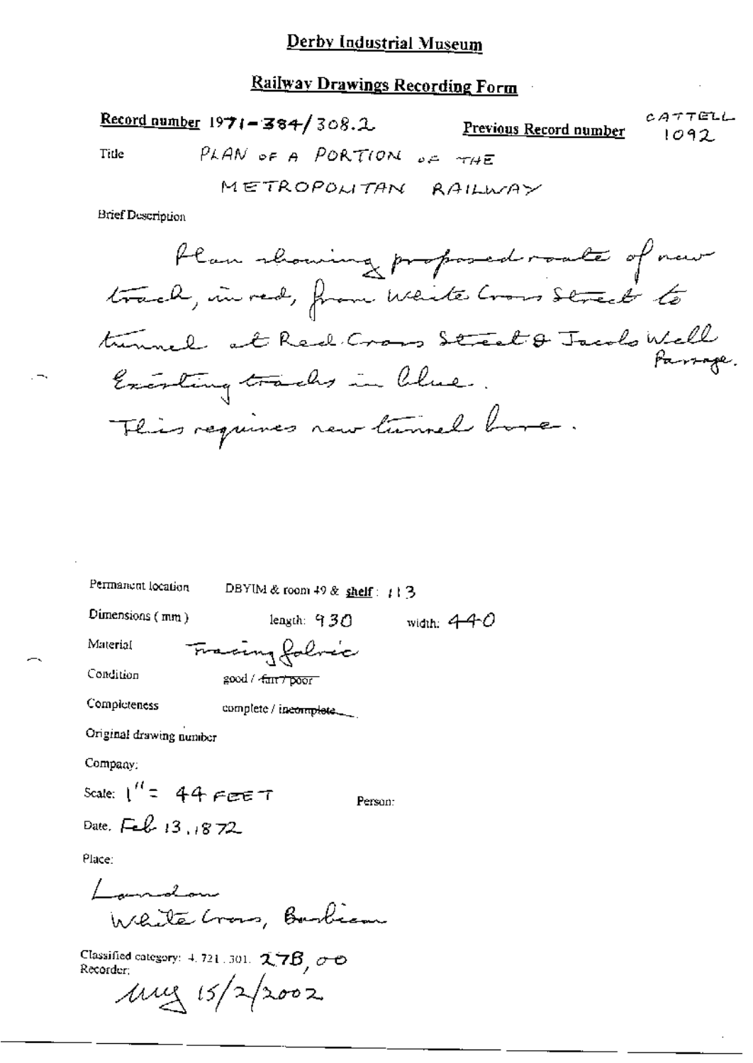# Derby Industrial Museum

## Railway Drawings Recording Form

**Record number** 1971-384/308.2  **Previous Record number** CATTELL 1092

Title PLAN OF A PORTION OF THE METROPOLITAN RAILWAY

Brief Description

Plan showing proposed route of new track, in red, from White Cross Street to tunnel at Red Cross Street & Jacobs Well Passage. Existing tracks in blue. This requires new tunnel bore.

Permanent location DBYIM & room 49 & **shelf**: 113

Dimensions (mm) length: 930 width: 440

Material Tracing fabric

Condition good / ~~fair / poor~~

Completeness complete / ~~incomplete~~

Original drawing number

Company:

Scale: 1" = 44 FEET Person:

Date. Feb 13, 1872

Place:

London
White Cross, Barbican

Classified category: 4.721.301. 27B, 00

Recorder:
MG 15/2/2002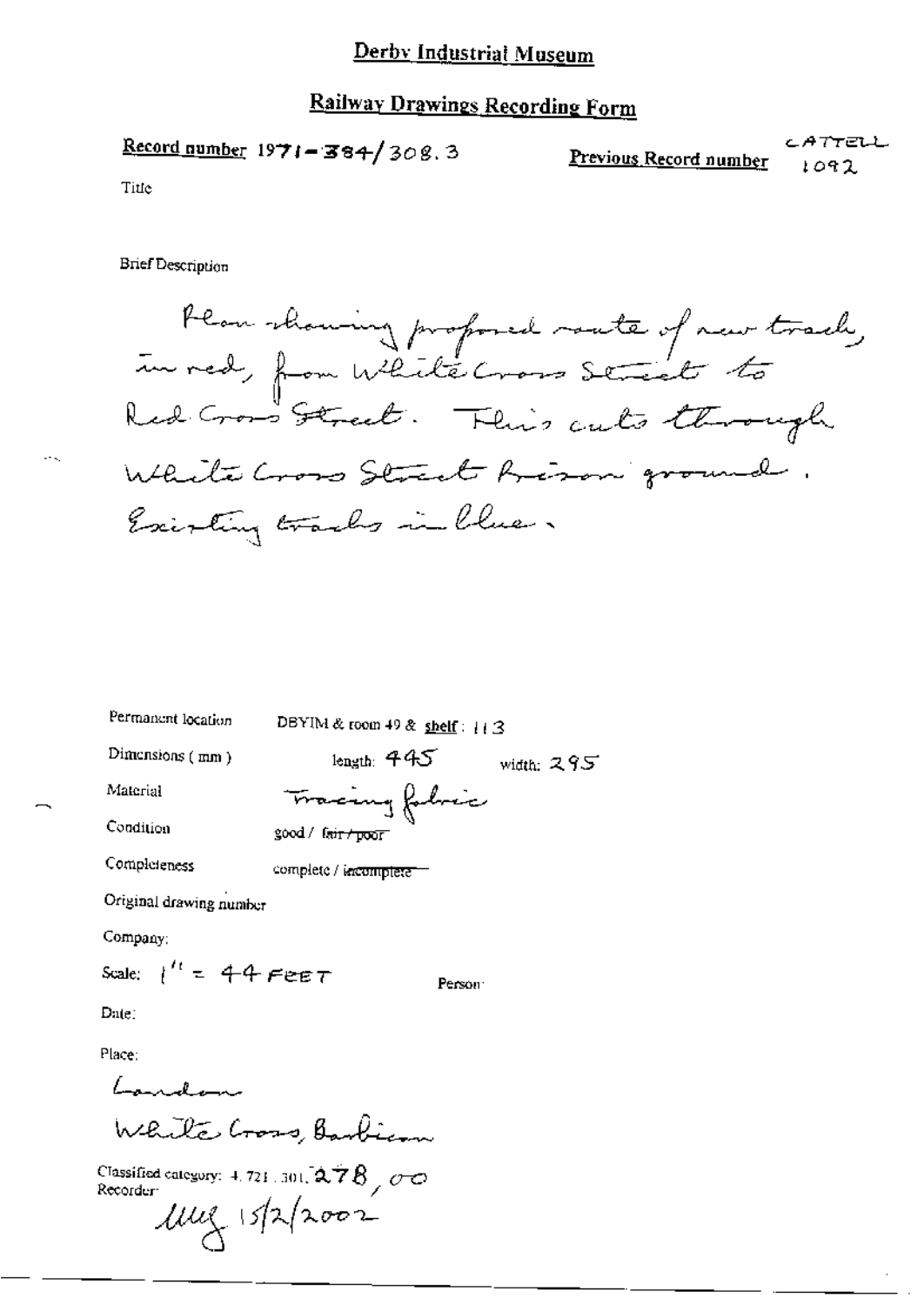# Derby Industrial Museum

## Railway Drawings Recording Form

**Record number** 1971-384/308.3

**Previous Record number** CATTELL 1092

Title

Brief Description

Plan showing proposed route of new track, in red, from White Cross Street to Red Cross Street. This cuts through White Cross Street Prison ground. Existing tracks in blue.

Permanent location DBYIM & room 49 & **shelf**: 113

Dimensions (mm) length: 445 width: 295

Material Tracing fabric

Condition good / ~~fair / poor~~

Completeness complete / ~~incomplete~~

Original drawing number

Company:

Scale: 1" = 44 FEET Person:

Date:

Place:

London

White Cross, Barbican

Classified category: 4.721.301.278,00

Recorder: MMG 15/2/2002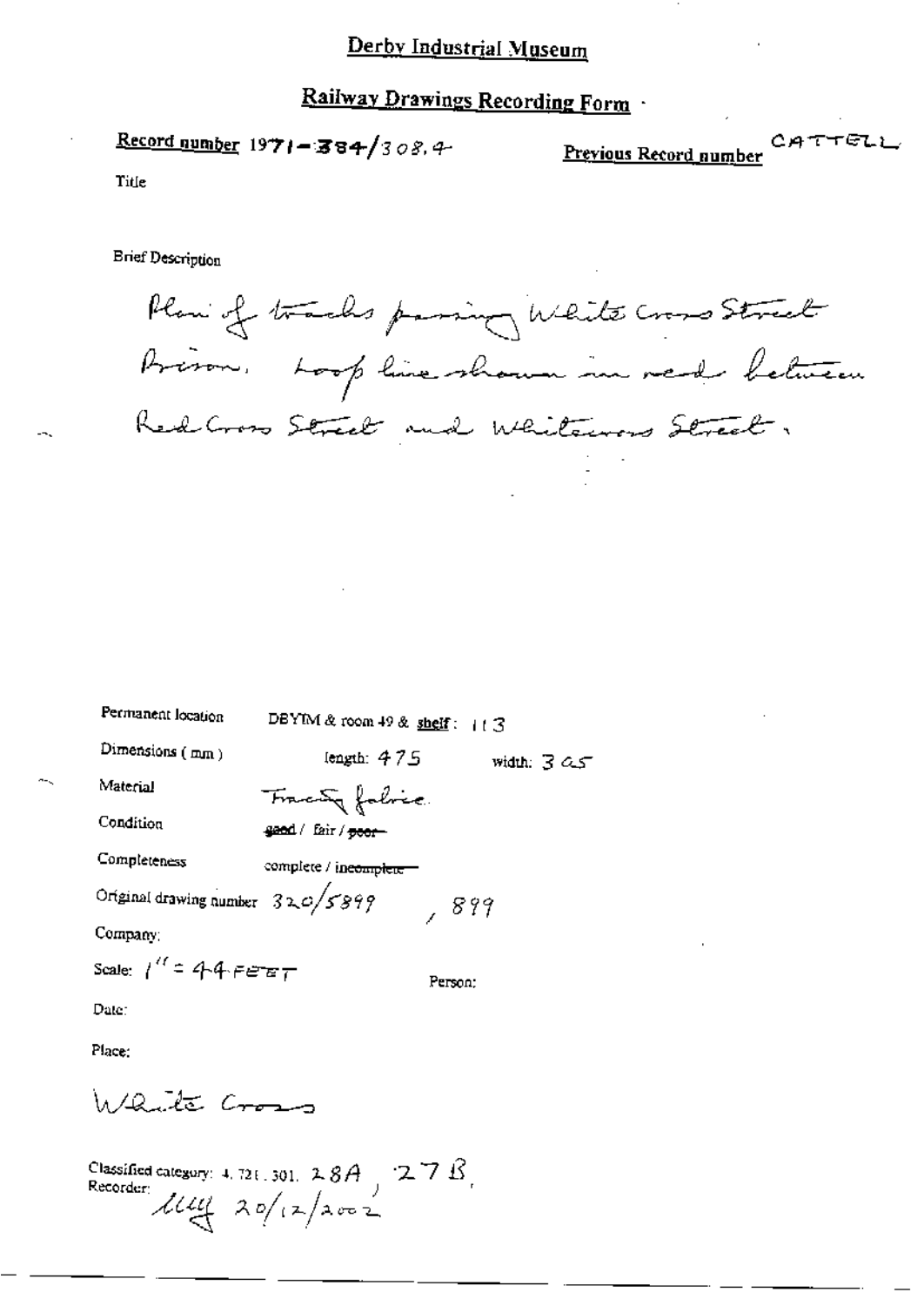# Derby Industrial Museum

## Railway Drawings Recording Form

**Record number** 1971-384/308.4

**Previous Record number** CATTELL

Title

Brief Description

Plan of tracks passing White Cross Street Prison. Loop line shown in red between Red Cross Street and Whitecross Street.

Permanent location: DBYIM & room 49 & shelf: 113

Dimensions (mm): length: 475 width: 305

Material: Tracing fabric

Condition: ~~good~~ / fair / ~~poor~~

Completeness: complete / ~~incomplete~~

Original drawing number: 320/5899, 899

Company:

Scale: 1" = 44 FEET

Person:

Date:

Place:

White Cross

Classified category: 4.721.301. 28A, 27B,

Recorder: LLY 20/12/2002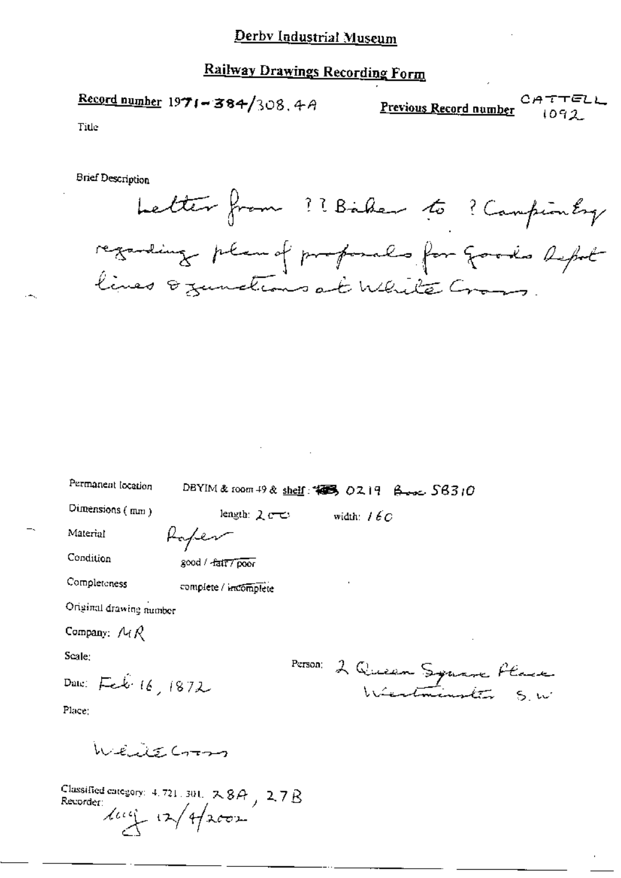# Derby Industrial Museum

## Railway Drawings Recording Form

**Record number** 1971-384/308.4A

**Previous Record number** CATTELL 1092

Title

Brief Description

Letter from ?? Baker to ? Campion Esq regarding plan of proposals for goods depot lines & junctions at White Cross.

Permanent location: DBYIM & room 49 & shelf: 0219 Box 58310

Dimensions (mm): length: 200 width: 160

Material: Paper

Condition: good / ~~fair / poor~~

Completeness: complete / ~~incomplete~~

Original drawing number

Company: MR

Scale:

Person: 2 Queen Square Place Westminster S.W

Date: Feb 16, 1872

Place:

White Cross

Classified category: 4.721.301. 28A, 27B

Recorder: 12/4/2002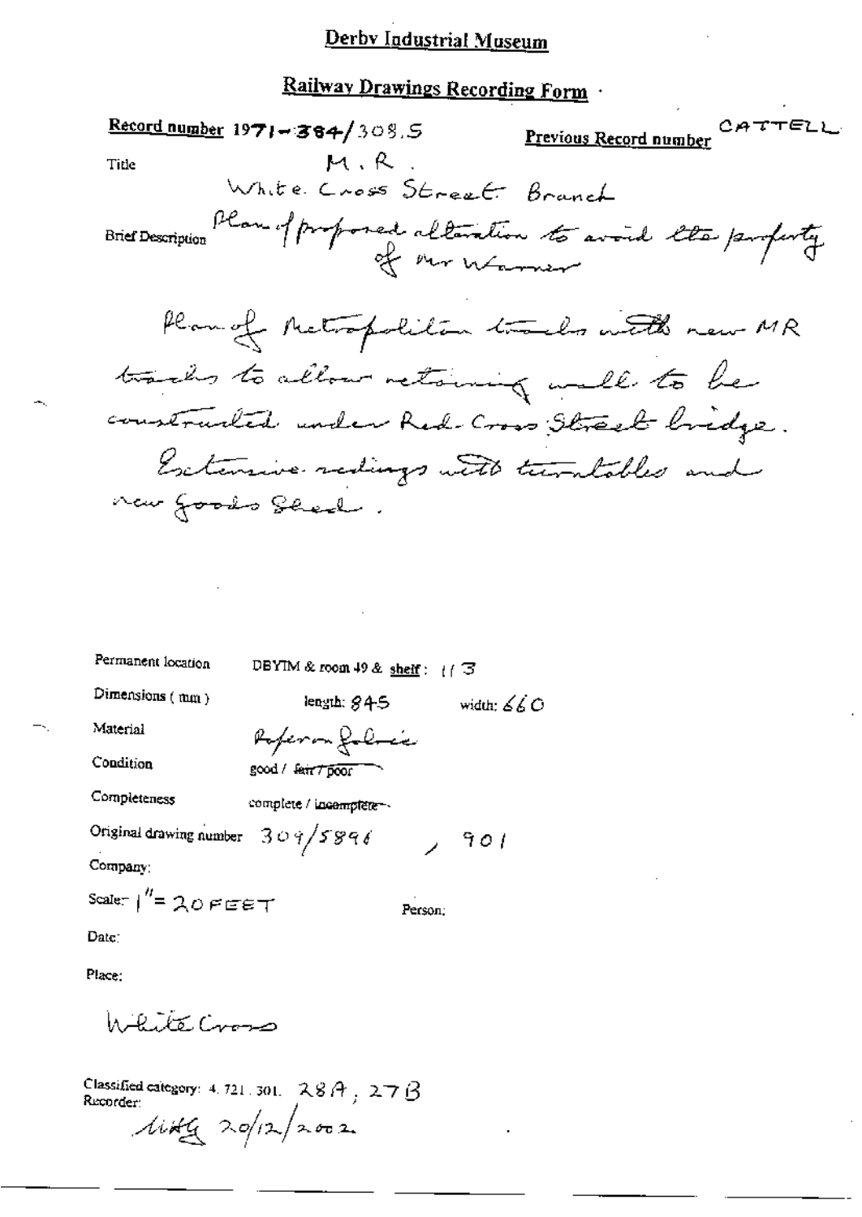# Derby Industrial Museum

## Railway Drawings Recording Form

**Record number** 1971-384/308.5 **Previous Record number** CATTELL

Title M.R.

White Cross Street Branch

Brief Description Plan of proposed alteration to avoid the property of Mr Warner

Plan of Metropolitan tracks with new MR tracks to allow retaining wall to be constructed under Red Cross Street bridge. Extensive sidings with turntables and new Goods Shed.

Permanent location DBYIM & room 49 & shelf: 113

Dimensions (mm) length: 845 width: 660

Material Paper on fabric

Condition good / ~~fair / poor~~

Completeness complete / ~~incomplete~~

Original drawing number 309/5896, 901

Company:

Scale: 1" = 20 FEET

Person:

Date:

Place:

White Cross

Classified category: 4.721.301. 28A, 27B

Recorder: Kitty 20/12/2002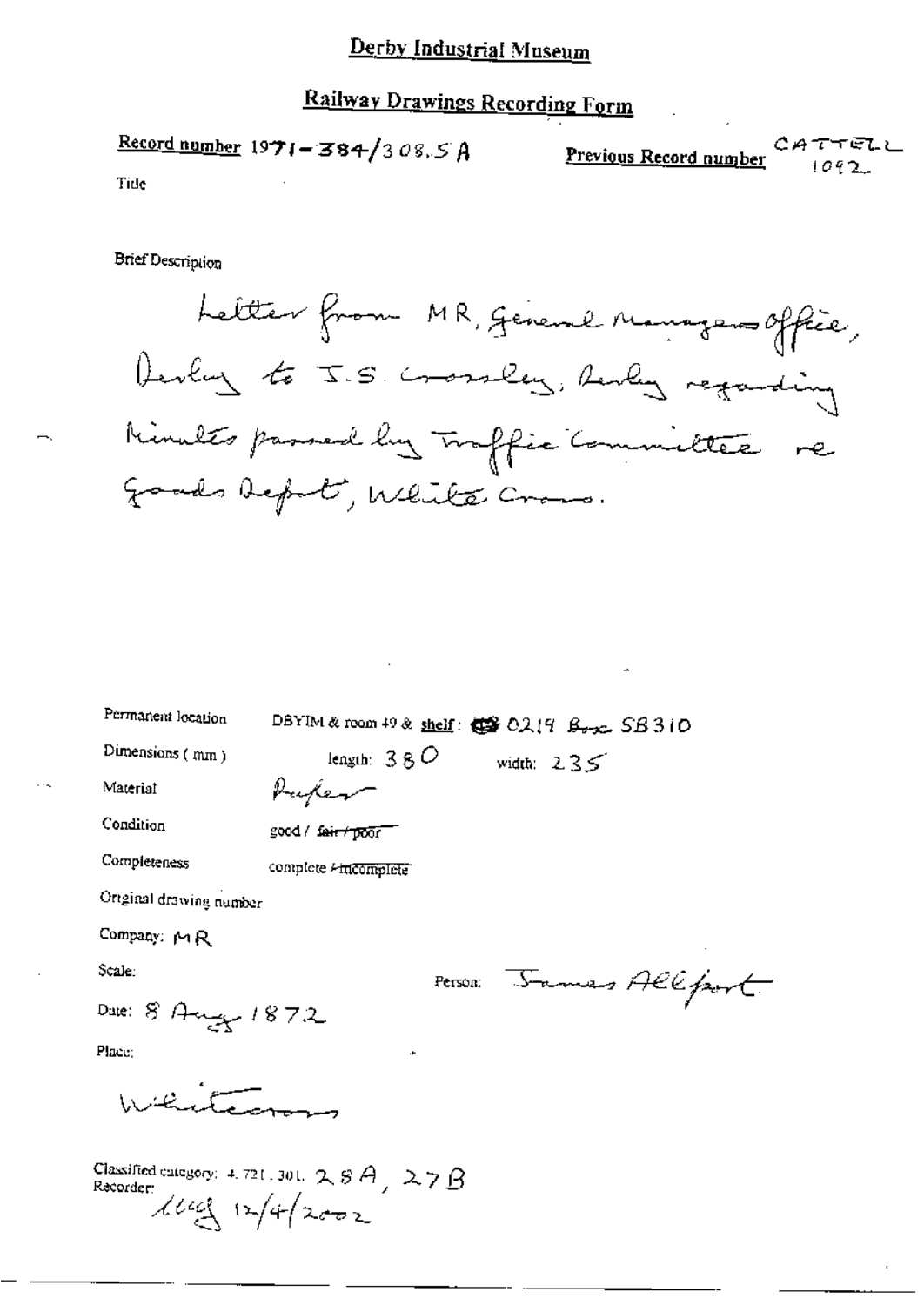# Derby Industrial Museum

## Railway Drawings Recording Form

**Record number** 1971-384/308.5 A

**Previous Record number** CATTELL 1092

Title

Brief Description

Letter from MR, General Managers Office, Derby to J.S. Crossley, Derby regarding Minutes passed by Traffic Committee re Goods Depot, White Cross.

Permanent location: DBYIM & room 49 & shelf: 0219 Box SB310

Dimensions (mm): length: 380 width: 235

Material: Paper

Condition: good / ~~fair / poor~~

Completeness: complete / ~~incomplete~~

Original drawing number

Company: MR

Scale:

Person: James Allport

Date: 8 Aug 1872

Place:

Whitecross

Classified category: 4.721.301. 28A, 27B

Recorder: [initials] 12/4/2002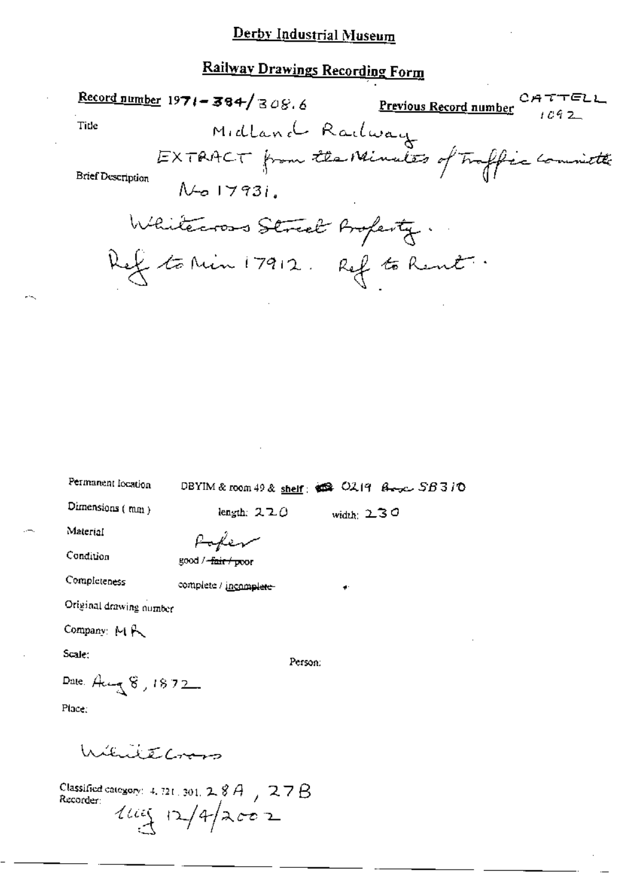# Derby Industrial Museum

## Railway Drawings Recording Form

**Record number** 1971-384/308.6 **Previous Record number** CATTELL 1092

Title Midland Railway

EXTRACT from the Minutes of Traffic Committee

Brief Description No 17931.

Whitecross Street Property.

Ref to Min 17912. Ref to Rent.

Permanent location DBYIM & room 49 & shelf: 0219 Box SB3/0

Dimensions (mm) length: 220 width: 230

Material Paper

Condition good / ~~fair / poor~~

Completeness complete / ~~incomplete~~

Original drawing number

Company: MR

Scale: Person:

Date: Aug 8, 1872

Place:

WhiteCross

Classified category: 4.721.301. 28A, 27B

Recorder: 12/4/2002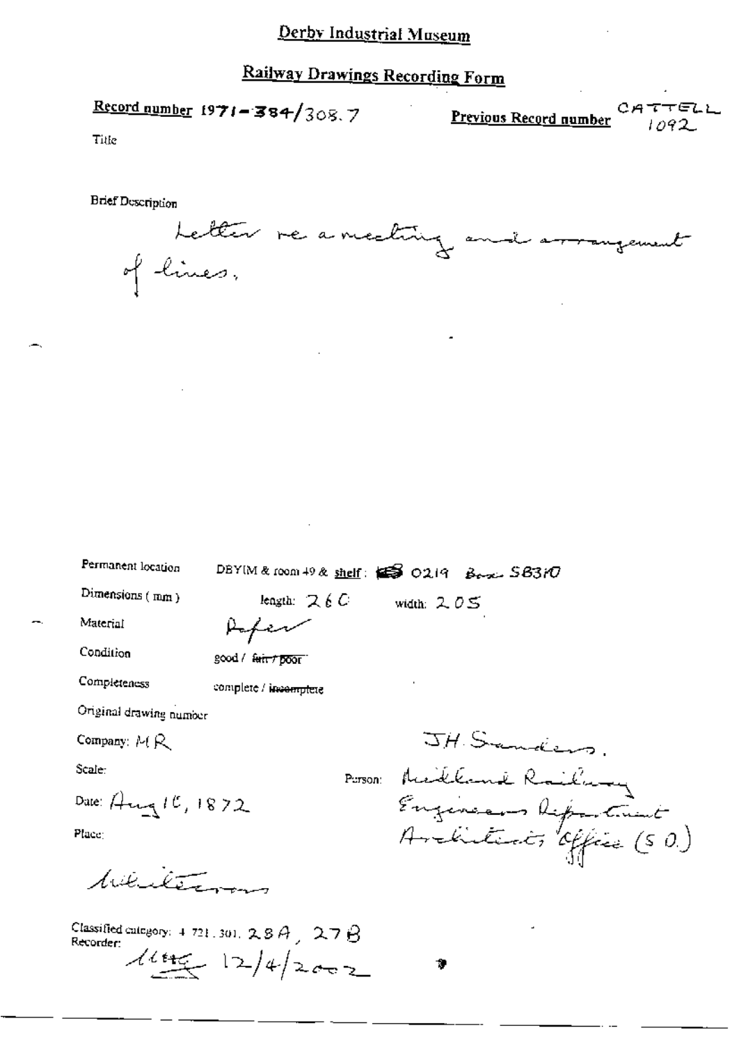# Derby Industrial Museum

## Railway Drawings Recording Form

**Record number** 1971-384/308.7

**Previous Record number** CATTELL 1092

Title

Brief Description

Letter re a meeting and arrangement of lines.

Permanent location DBYIM & room 49 & shelf: 0219 Box SB3/0

Dimensions (mm) length: 260 width: 205

Material Paper

Condition good / ~~fair / poor~~

Completeness complete / ~~incomplete~~

Original drawing number

Company: MR

Scale:

Person: J.H. Sanders. Midland Railway Engineers Department Architects Office (S.O.)

Date: Aug 10, 1872

Place:

Whitecross

Classified category: 4 721.301. 28A, 27B

Recorder: 12/4/2002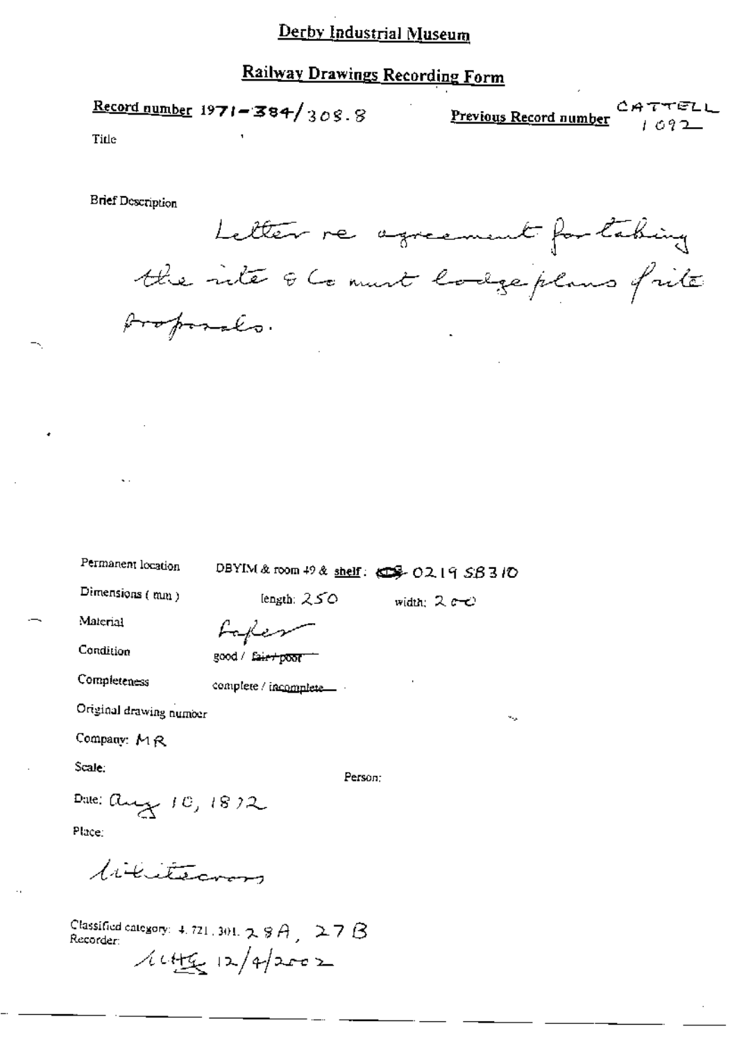# Derby Industrial Museum

## Railway Drawings Recording Form

**Record number** 1971-384/308.8

**Previous Record number** CATTELL 1092

Title

Brief Description

Letter re agreement for taking the site & Co must lodge plans of site proposals.

Permanent location: DBYIM & room 49 & shelf: 0219 SB3/D

Dimensions (mm): length: 250 width: 200

Material: Paper

Condition: good / ~~fair / poor~~

Completeness: complete / ~~incomplete~~

Original drawing number

Company: MR

Scale:

Person:

Date: Aug 10, 1872

Place:

Whitecross

Classified category: 4.721.301. 28A, 27B

Recorder: 12/4/2002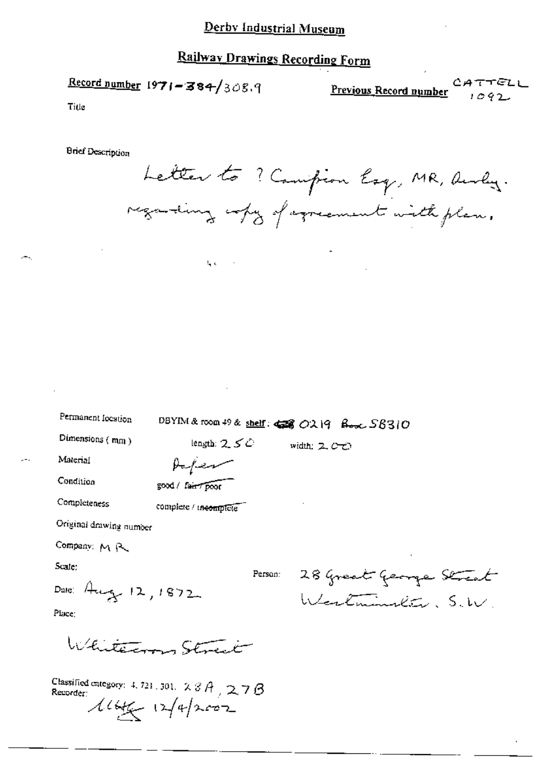# Derby Industrial Museum

## Railway Drawings Recording Form

**Record number** 1971-384/308.9

**Previous Record number** CATTELL 1092

Title

Brief Description

Letter to ? Campion Esq, MR, Derby. regarding copy of agreement with plan.

Permanent location DBYIM & room 49 & shelf: 0219 Box 58310

Dimensions (mm) length: 250 width: 200

Material Paper

Condition good / ~~fair / poor~~

Completeness complete / ~~incomplete~~

Original drawing number

Company: MR

Scale:

Person: 28 Great George Street Westminster, S.W.

Date: Aug 12, 1872

Place:

Whitecross Street

Classified category: 4.721.301. 28A, 27B

Recorder: 12/4/2002